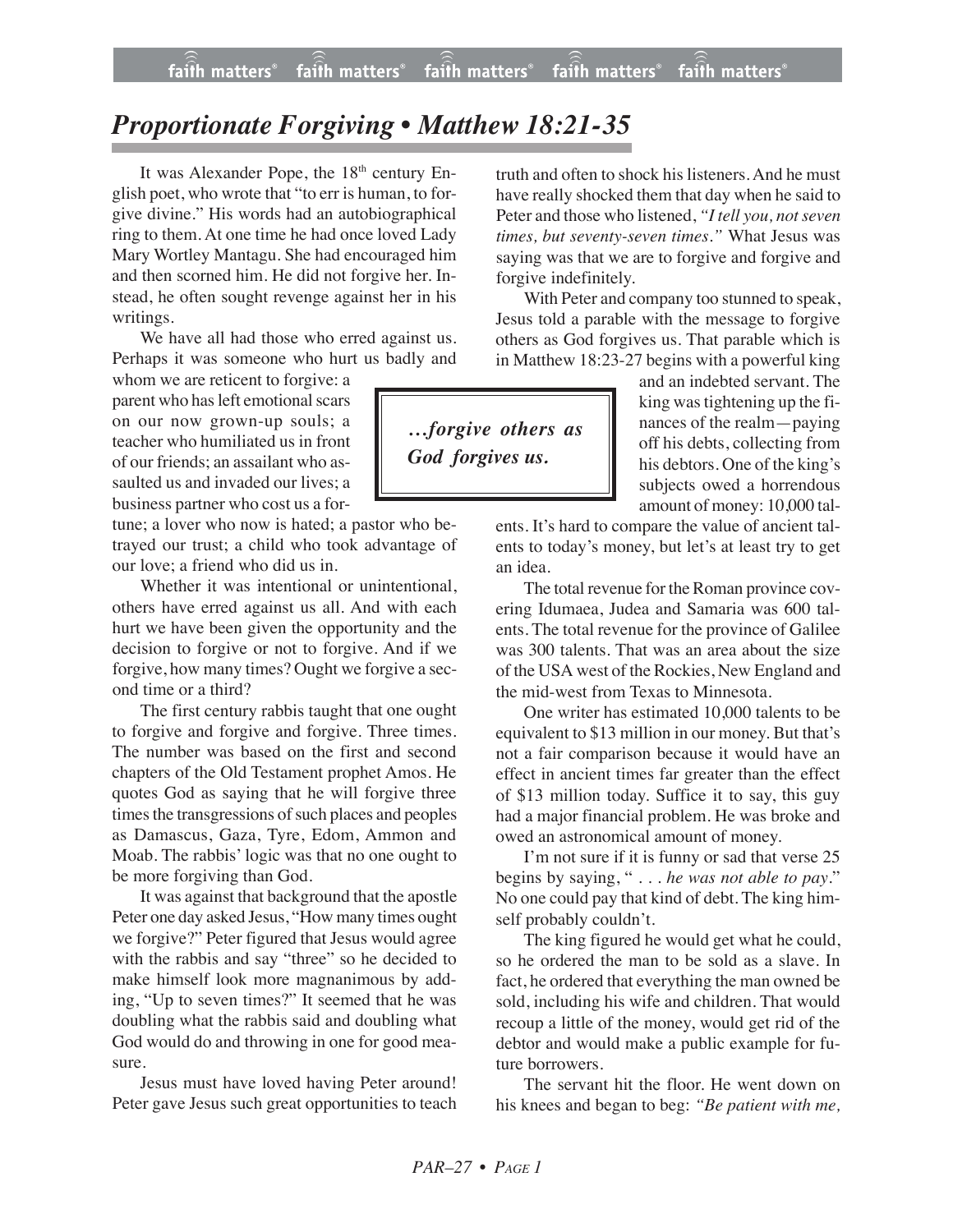# *Proportionate Forgiving • Matthew 18:21-35*

It was Alexander Pope, the 18th century English poet, who wrote that "to err is human, to forgive divine." His words had an autobiographical ring to them. At one time he had once loved Lady Mary Wortley Mantagu. She had encouraged him and then scorned him. He did not forgive her. Instead, he often sought revenge against her in his writings.

We have all had those who erred against us. Perhaps it was someone who hurt us badly and whom we are reticent to forgive: a parent who has left emotional scars on our now grown-up souls; a teacher who humiliated us in front of our friends; an assailant who assaulted us and invaded our lives; a business partner who cost us a fortune; a lover who now is hated; a pastor who betrayed our trust; a child who took advantage of our love; a friend who did us in.

Whether it was intentional or unintentional, others have erred against us all. And with each hurt we have been given the opportunity and the decision to forgive or not to forgive. And if we forgive, how many times? Ought we forgive a second time or a third?

The first century rabbis taught that one ought to forgive and forgive and forgive. Three times. The number was based on the first and second chapters of the Old Testament prophet Amos. He quotes God as saying that he will forgive three times the transgressions of such places and peoples as Damascus, Gaza, Tyre, Edom, Ammon and Moab. The rabbis' logic was that no one ought to be more forgiving than God.

It was against that background that the apostle Peter one day asked Jesus, "How many times ought we forgive?" Peter figured that Jesus would agree with the rabbis and say "three" so he decided to make himself look more magnanimous by adding, "Up to seven times?" It seemed that he was doubling what the rabbis said and doubling what God would do and throwing in one for good measure.

Jesus must have loved having Peter around! Peter gave Jesus such great opportunities to teach truth and often to shock his listeners. And he must have really shocked them that day when he said to Peter and those who listened, *"I tell you, not seven times, but seventy-seven times."* What Jesus was saying was that we are to forgive and forgive and forgive indefinitely.

With Peter and company too stunned to speak, Jesus told a parable with the message to forgive others as God forgives us. That parable which is in Matthew 18:23-27 begins with a powerful king and an indebted servant. The king was tightening up the finances of the realm—paying off his debts, collecting from his debtors. One of the king's subjects owed a horrendous amount of money: 10,000 talents. It's hard to compare the value of ancient talents to today's money, but let's at least try to get an idea.

> ***…forgive others as God forgives us.***

The total revenue for the Roman province covering Idumaea, Judea and Samaria was 600 talents. The total revenue for the province of Galilee was 300 talents. That was an area about the size of the USA west of the Rockies, New England and the mid-west from Texas to Minnesota.

One writer has estimated 10,000 talents to be equivalent to $13 million in our money. But that's not a fair comparison because it would have an effect in ancient times far greater than the effect of $13 million today. Suffice it to say, this guy had a major financial problem. He was broke and owed an astronomical amount of money.

I'm not sure if it is funny or sad that verse 25 begins by saying, " . . . *he was not able to pay*." No one could pay that kind of debt. The king himself probably couldn't.

The king figured he would get what he could, so he ordered the man to be sold as a slave. In fact, he ordered that everything the man owned be sold, including his wife and children. That would recoup a little of the money, would get rid of the debtor and would make a public example for future borrowers.

The servant hit the floor. He went down on his knees and began to beg: *"Be patient with me,*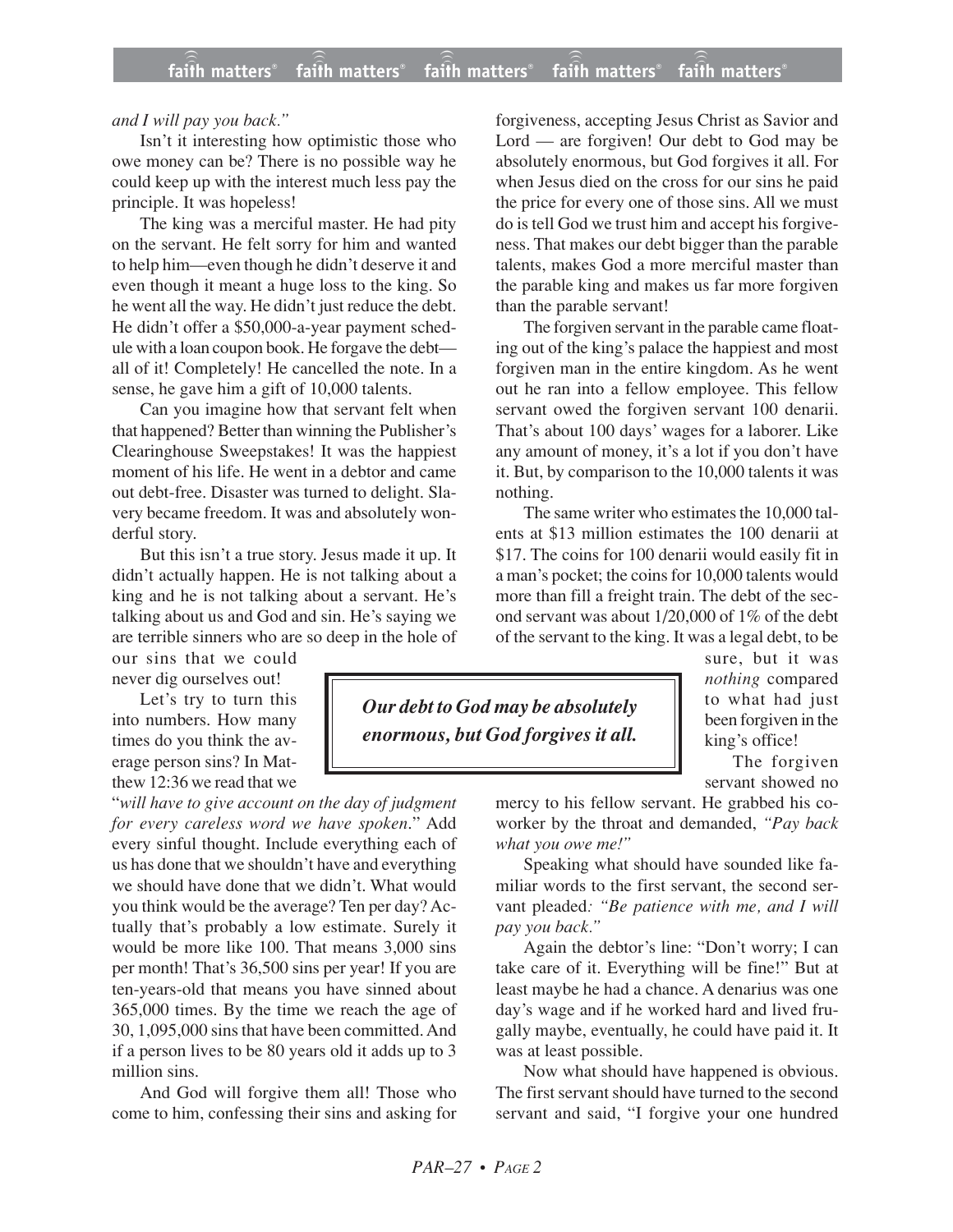*and I will pay you back."*

Isn't it interesting how optimistic those who owe money can be? There is no possible way he could keep up with the interest much less pay the principle. It was hopeless!

The king was a merciful master. He had pity on the servant. He felt sorry for him and wanted to help him—even though he didn't deserve it and even though it meant a huge loss to the king. So he went all the way. He didn't just reduce the debt. He didn't offer a $50,000-a-year payment schedule with a loan coupon book. He forgave the debt—all of it! Completely! He cancelled the note. In a sense, he gave him a gift of 10,000 talents.

Can you imagine how that servant felt when that happened? Better than winning the Publisher's Clearinghouse Sweepstakes! It was the happiest moment of his life. He went in a debtor and came out debt-free. Disaster was turned to delight. Slavery became freedom. It was and absolutely wonderful story.

But this isn't a true story. Jesus made it up. It didn't actually happen. He is not talking about a king and he is not talking about a servant. He's talking about us and God and sin. He's saying we are terrible sinners who are so deep in the hole of our sins that we could never dig ourselves out!

Let's try to turn this into numbers. How many times do you think the average person sins? In Matthew 12:36 we read that we "*will have to give account on the day of judgment for every careless word we have spoken*." Add every sinful thought. Include everything each of us has done that we shouldn't have and everything we should have done that we didn't. What would you think would be the average? Ten per day? Actually that's probably a low estimate. Surely it would be more like 100. That means 3,000 sins per month! That's 36,500 sins per year! If you are ten-years-old that means you have sinned about 365,000 times. By the time we reach the age of 30, 1,095,000 sins that have been committed. And if a person lives to be 80 years old it adds up to 3 million sins.

And God will forgive them all! Those who come to him, confessing their sins and asking for forgiveness, accepting Jesus Christ as Savior and Lord — are forgiven! Our debt to God may be absolutely enormous, but God forgives it all. For when Jesus died on the cross for our sins he paid the price for every one of those sins. All we must do is tell God we trust him and accept his forgiveness. That makes our debt bigger than the parable talents, makes God a more merciful master than the parable king and makes us far more forgiven than the parable servant!

The forgiven servant in the parable came floating out of the king's palace the happiest and most forgiven man in the entire kingdom. As he went out he ran into a fellow employee. This fellow servant owed the forgiven servant 100 denarii. That's about 100 days' wages for a laborer. Like any amount of money, it's a lot if you don't have it. But, by comparison to the 10,000 talents it was nothing.

The same writer who estimates the 10,000 talents at $13 million estimates the 100 denarii at $17. The coins for 100 denarii would easily fit in a man's pocket; the coins for 10,000 talents would more than fill a freight train. The debt of the second servant was about 1/20,000 of 1% of the debt of the servant to the king. It was a legal debt, to be sure, but it was *nothing* compared to what had just been forgiven in the king's office!

> ***Our debt to God may be absolutely enormous, but God forgives it all.***

The forgiven servant showed no mercy to his fellow servant. He grabbed his coworker by the throat and demanded, *"Pay back what you owe me!"*

Speaking what should have sounded like familiar words to the first servant, the second servant pleaded*: "Be patience with me, and I will pay you back."*

Again the debtor's line: "Don't worry; I can take care of it. Everything will be fine!" But at least maybe he had a chance. A denarius was one day's wage and if he worked hard and lived frugally maybe, eventually, he could have paid it. It was at least possible.

Now what should have happened is obvious. The first servant should have turned to the second servant and said, "I forgive your one hundred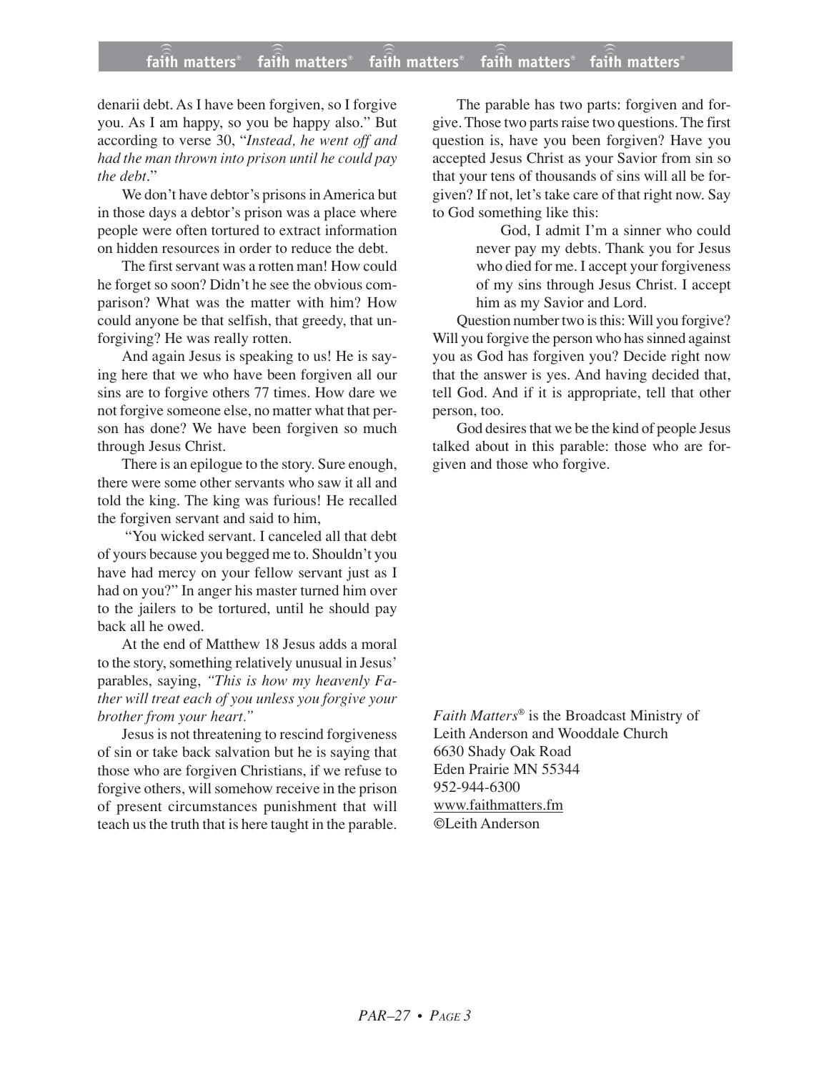denarii debt. As I have been forgiven, so I forgive you. As I am happy, so you be happy also." But according to verse 30, "*Instead, he went off and had the man thrown into prison until he could pay the debt*."

We don't have debtor's prisons in America but in those days a debtor's prison was a place where people were often tortured to extract information on hidden resources in order to reduce the debt.

The first servant was a rotten man! How could he forget so soon? Didn't he see the obvious comparison? What was the matter with him? How could anyone be that selfish, that greedy, that unforgiving? He was really rotten.

And again Jesus is speaking to us! He is saying here that we who have been forgiven all our sins are to forgive others 77 times. How dare we not forgive someone else, no matter what that person has done? We have been forgiven so much through Jesus Christ.

There is an epilogue to the story. Sure enough, there were some other servants who saw it all and told the king. The king was furious! He recalled the forgiven servant and said to him,

"You wicked servant. I canceled all that debt of yours because you begged me to. Shouldn't you have had mercy on your fellow servant just as I had on you?" In anger his master turned him over to the jailers to be tortured, until he should pay back all he owed.

At the end of Matthew 18 Jesus adds a moral to the story, something relatively unusual in Jesus' parables, saying, *"This is how my heavenly Father will treat each of you unless you forgive your brother from your heart."*

Jesus is not threatening to rescind forgiveness of sin or take back salvation but he is saying that those who are forgiven Christians, if we refuse to forgive others, will somehow receive in the prison of present circumstances punishment that will teach us the truth that is here taught in the parable.

The parable has two parts: forgiven and forgive. Those two parts raise two questions. The first question is, have you been forgiven? Have you accepted Jesus Christ as your Savior from sin so that your tens of thousands of sins will all be forgiven? If not, let's take care of that right now. Say to God something like this:

> God, I admit I'm a sinner who could never pay my debts. Thank you for Jesus who died for me. I accept your forgiveness of my sins through Jesus Christ. I accept him as my Savior and Lord.

Question number two is this: Will you forgive? Will you forgive the person who has sinned against you as God has forgiven you? Decide right now that the answer is yes. And having decided that, tell God. And if it is appropriate, tell that other person, too.

God desires that we be the kind of people Jesus talked about in this parable: those who are forgiven and those who forgive.

*Faith Matters*® is the Broadcast Ministry of
Leith Anderson and Wooddale Church
6630 Shady Oak Road
Eden Prairie MN 55344
952-944-6300
www.faithmatters.fm
©Leith Anderson